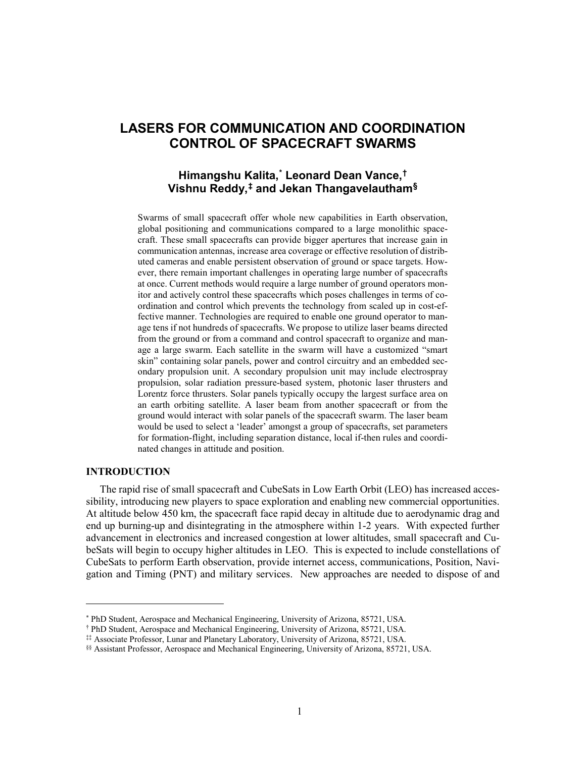# LASERS FOR COMMUNICATION AND COORDINATION CONTROL OF SPACECRAFT SWARMS

## Himangshu Kalita,[*] Leonard Dean Vance,[†] Vishnu Reddy,[‡] and Jekan Thangavelautham[§]

Swarms of small spacecraft offer whole new capabilities in Earth observation, global positioning and communications compared to a large monolithic spacecraft. These small spacecrafts can provide bigger apertures that increase gain in communication antennas, increase area coverage or effective resolution of distributed cameras and enable persistent observation of ground or space targets. However, there remain important challenges in operating large number of spacecrafts at once. Current methods would require a large number of ground operators monitor and actively control these spacecrafts which poses challenges in terms of coordination and control which prevents the technology from scaled up in cost-effective manner. Technologies are required to enable one ground operator to manage tens if not hundreds of spacecrafts. We propose to utilize laser beams directed from the ground or from a command and control spacecraft to organize and manage a large swarm. Each satellite in the swarm will have a customized "smart skin" containing solar panels, power and control circuitry and an embedded secondary propulsion unit. A secondary propulsion unit may include electrospray propulsion, solar radiation pressure-based system, photonic laser thrusters and Lorentz force thrusters. Solar panels typically occupy the largest surface area on an earth orbiting satellite. A laser beam from another spacecraft or from the ground would interact with solar panels of the spacecraft swarm. The laser beam would be used to select a 'leader' amongst a group of spacecrafts, set parameters for formation-flight, including separation distance, local if-then rules and coordinated changes in attitude and position.

## INTRODUCTION

The rapid rise of small spacecraft and CubeSats in Low Earth Orbit (LEO) has increased accessibility, introducing new players to space exploration and enabling new commercial opportunities. At altitude below 450 km, the spacecraft face rapid decay in altitude due to aerodynamic drag and end up burning-up and disintegrating in the atmosphere within 1-2 years. With expected further advancement in electronics and increased congestion at lower altitudes, small spacecraft and CubeSats will begin to occupy higher altitudes in LEO. This is expected to include constellations of CubeSats to perform Earth observation, provide internet access, communications, Position, Navigation and Timing (PNT) and military services. New approaches are needed to dispose of and

---

[*] PhD Student, Aerospace and Mechanical Engineering, University of Arizona, 85721, USA.

[†] PhD Student, Aerospace and Mechanical Engineering, University of Arizona, 85721, USA.

[‡‡] Associate Professor, Lunar and Planetary Laboratory, University of Arizona, 85721, USA.

[§§] Assistant Professor, Aerospace and Mechanical Engineering, University of Arizona, 85721, USA.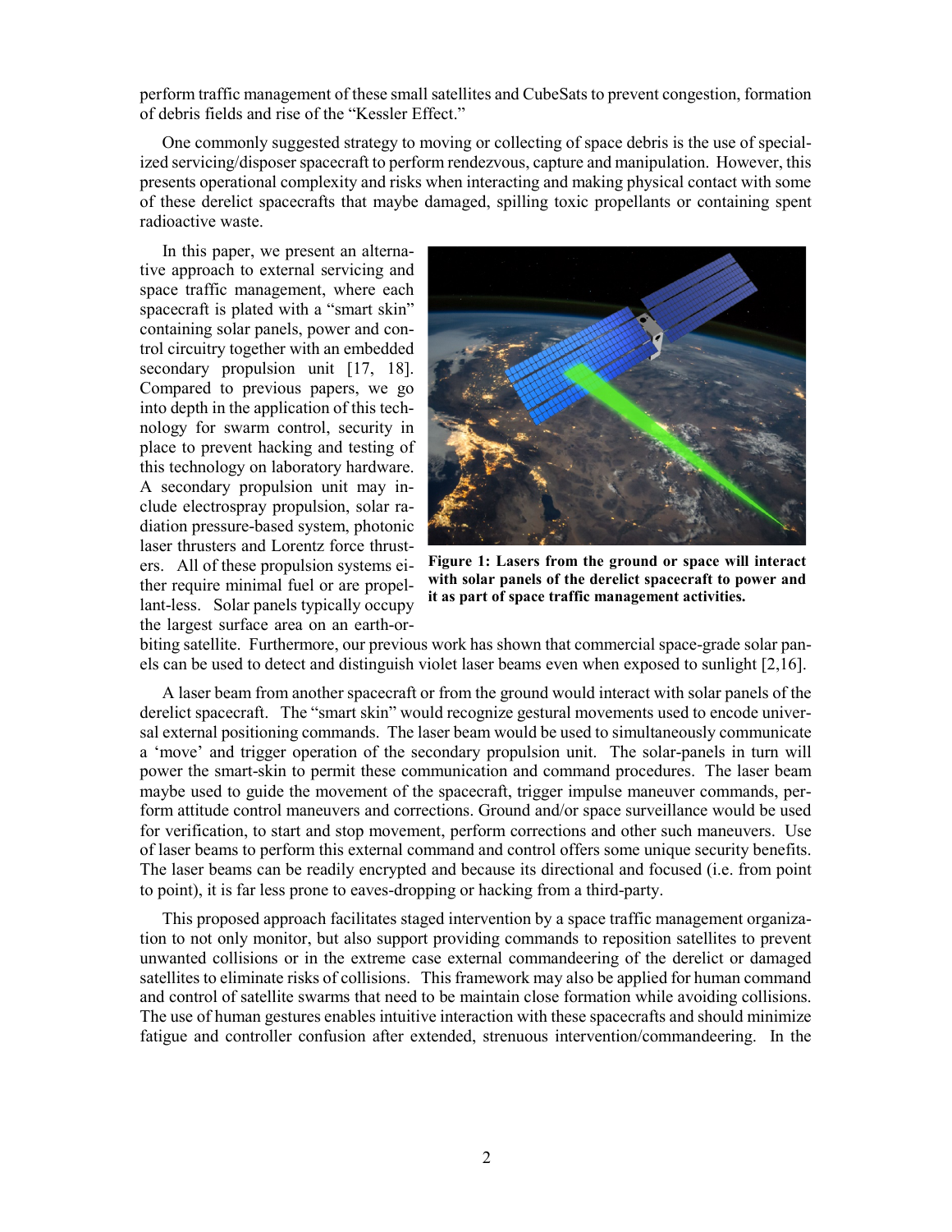perform traffic management of these small satellites and CubeSats to prevent congestion, formation of debris fields and rise of the "Kessler Effect."

One commonly suggested strategy to moving or collecting of space debris is the use of specialized servicing/disposer spacecraft to perform rendezvous, capture and manipulation. However, this presents operational complexity and risks when interacting and making physical contact with some of these derelict spacecrafts that maybe damaged, spilling toxic propellants or containing spent radioactive waste.

In this paper, we present an alternative approach to external servicing and space traffic management, where each spacecraft is plated with a "smart skin" containing solar panels, power and control circuitry together with an embedded secondary propulsion unit [17, 18]. Compared to previous papers, we go into depth in the application of this technology for swarm control, security in place to prevent hacking and testing of this technology on laboratory hardware. A secondary propulsion unit may include electrospray propulsion, solar radiation pressure-based system, photonic laser thrusters and Lorentz force thrusters. All of these propulsion systems either require minimal fuel or are propellant-less. Solar panels typically occupy the largest surface area on an earth-orbiting satellite. Furthermore, our previous work has shown that commercial space-grade solar panels can be used to detect and distinguish violet laser beams even when exposed to sunlight [2,16].

**Figure 1: Lasers from the ground or space will interact with solar panels of the derelict spacecraft to power and it as part of space traffic management activities.**

A laser beam from another spacecraft or from the ground would interact with solar panels of the derelict spacecraft. The "smart skin" would recognize gestural movements used to encode universal external positioning commands. The laser beam would be used to simultaneously communicate a 'move' and trigger operation of the secondary propulsion unit. The solar-panels in turn will power the smart-skin to permit these communication and command procedures. The laser beam maybe used to guide the movement of the spacecraft, trigger impulse maneuver commands, perform attitude control maneuvers and corrections. Ground and/or space surveillance would be used for verification, to start and stop movement, perform corrections and other such maneuvers. Use of laser beams to perform this external command and control offers some unique security benefits. The laser beams can be readily encrypted and because its directional and focused (i.e. from point to point), it is far less prone to eaves-dropping or hacking from a third-party.

This proposed approach facilitates staged intervention by a space traffic management organization to not only monitor, but also support providing commands to reposition satellites to prevent unwanted collisions or in the extreme case external commandeering of the derelict or damaged satellites to eliminate risks of collisions. This framework may also be applied for human command and control of satellite swarms that need to be maintain close formation while avoiding collisions. The use of human gestures enables intuitive interaction with these spacecrafts and should minimize fatigue and controller confusion after extended, strenuous intervention/commandeering. In the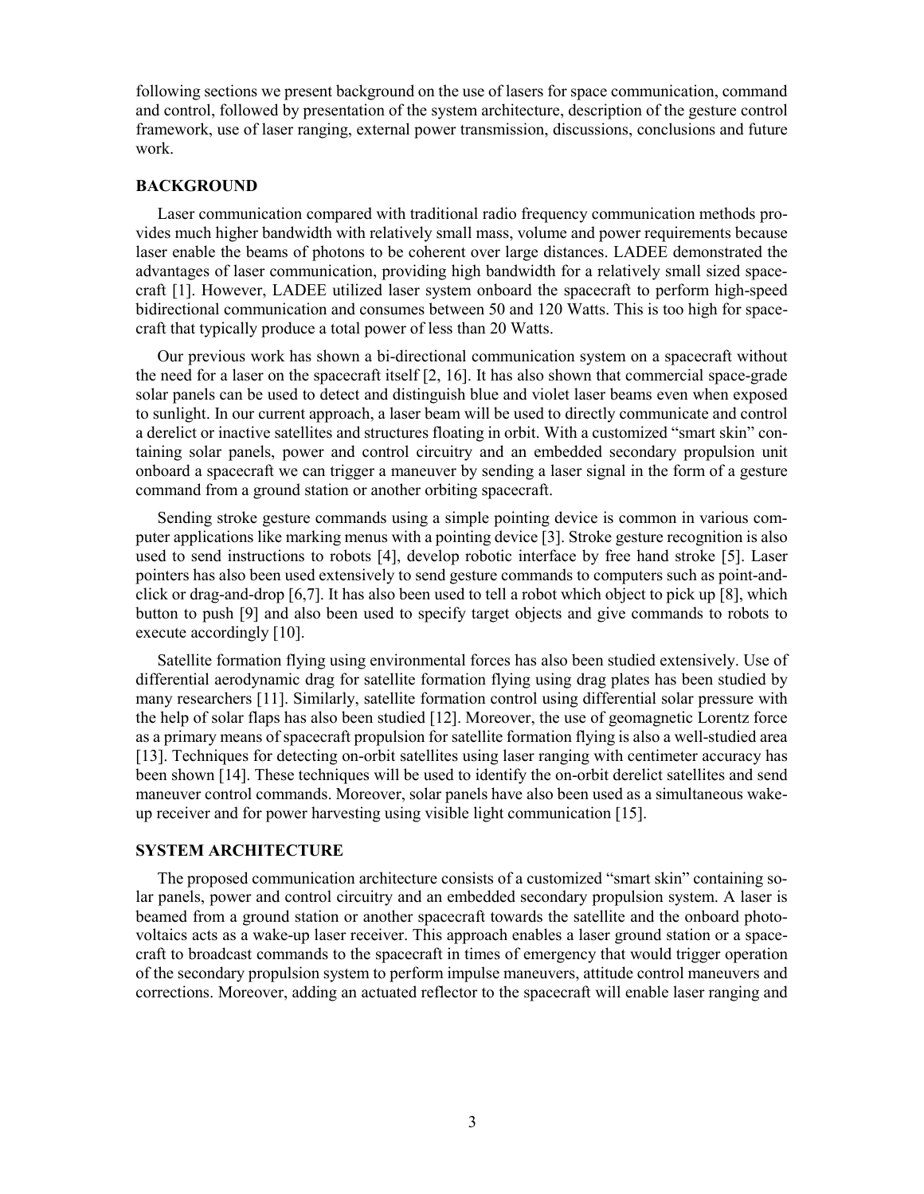following sections we present background on the use of lasers for space communication, command and control, followed by presentation of the system architecture, description of the gesture control framework, use of laser ranging, external power transmission, discussions, conclusions and future work.

## BACKGROUND

Laser communication compared with traditional radio frequency communication methods provides much higher bandwidth with relatively small mass, volume and power requirements because laser enable the beams of photons to be coherent over large distances. LADEE demonstrated the advantages of laser communication, providing high bandwidth for a relatively small sized spacecraft [1]. However, LADEE utilized laser system onboard the spacecraft to perform high-speed bidirectional communication and consumes between 50 and 120 Watts. This is too high for spacecraft that typically produce a total power of less than 20 Watts.

Our previous work has shown a bi-directional communication system on a spacecraft without the need for a laser on the spacecraft itself [2, 16]. It has also shown that commercial space-grade solar panels can be used to detect and distinguish blue and violet laser beams even when exposed to sunlight. In our current approach, a laser beam will be used to directly communicate and control a derelict or inactive satellites and structures floating in orbit. With a customized "smart skin" containing solar panels, power and control circuitry and an embedded secondary propulsion unit onboard a spacecraft we can trigger a maneuver by sending a laser signal in the form of a gesture command from a ground station or another orbiting spacecraft.

Sending stroke gesture commands using a simple pointing device is common in various computer applications like marking menus with a pointing device [3]. Stroke gesture recognition is also used to send instructions to robots [4], develop robotic interface by free hand stroke [5]. Laser pointers has also been used extensively to send gesture commands to computers such as point-and-click or drag-and-drop [6,7]. It has also been used to tell a robot which object to pick up [8], which button to push [9] and also been used to specify target objects and give commands to robots to execute accordingly [10].

Satellite formation flying using environmental forces has also been studied extensively. Use of differential aerodynamic drag for satellite formation flying using drag plates has been studied by many researchers [11]. Similarly, satellite formation control using differential solar pressure with the help of solar flaps has also been studied [12]. Moreover, the use of geomagnetic Lorentz force as a primary means of spacecraft propulsion for satellite formation flying is also a well-studied area [13]. Techniques for detecting on-orbit satellites using laser ranging with centimeter accuracy has been shown [14]. These techniques will be used to identify the on-orbit derelict satellites and send maneuver control commands. Moreover, solar panels have also been used as a simultaneous wake-up receiver and for power harvesting using visible light communication [15].

## SYSTEM ARCHITECTURE

The proposed communication architecture consists of a customized "smart skin" containing solar panels, power and control circuitry and an embedded secondary propulsion system. A laser is beamed from a ground station or another spacecraft towards the satellite and the onboard photovoltaics acts as a wake-up laser receiver. This approach enables a laser ground station or a spacecraft to broadcast commands to the spacecraft in times of emergency that would trigger operation of the secondary propulsion system to perform impulse maneuvers, attitude control maneuvers and corrections. Moreover, adding an actuated reflector to the spacecraft will enable laser ranging and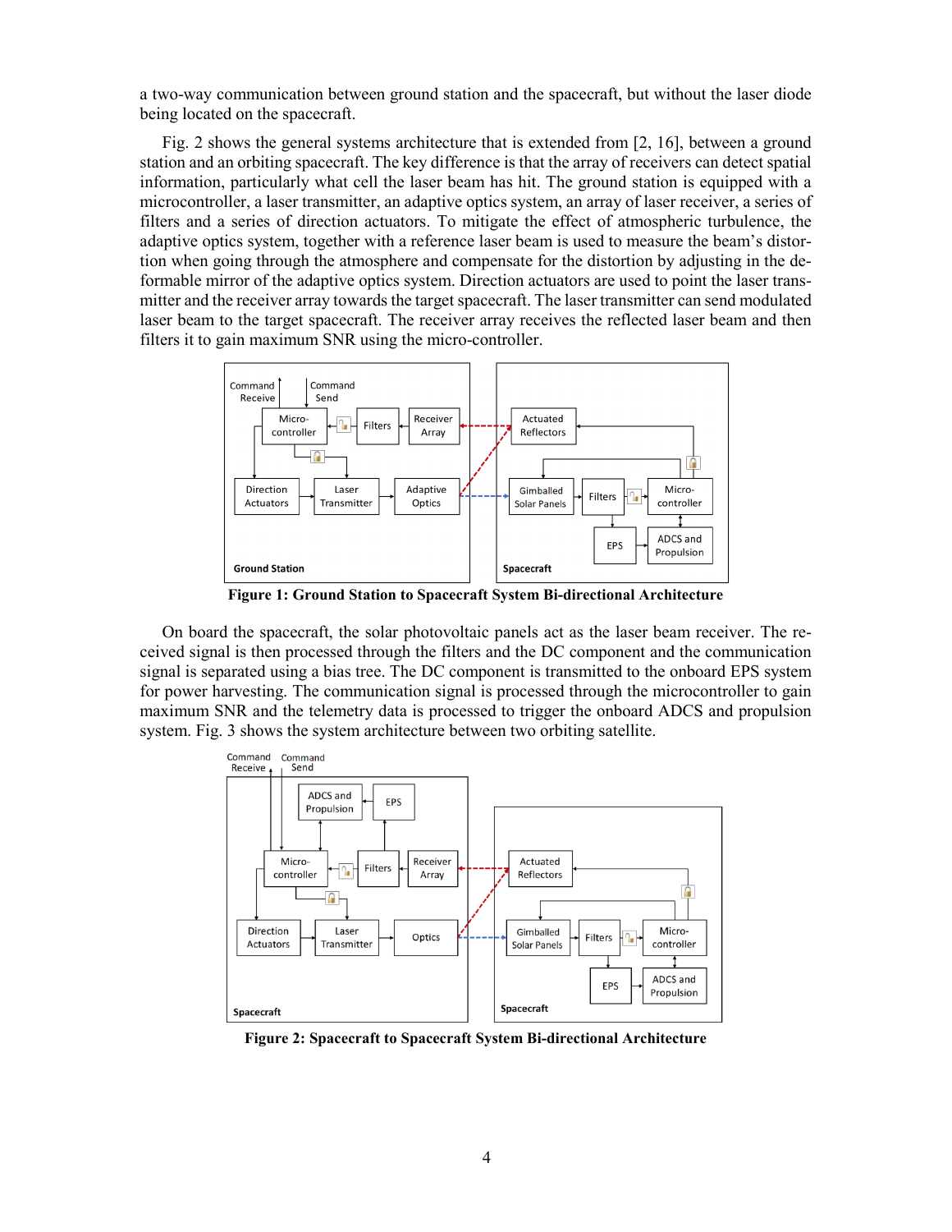a two-way communication between ground station and the spacecraft, but without the laser diode being located on the spacecraft.

Fig. 2 shows the general systems architecture that is extended from [2, 16], between a ground station and an orbiting spacecraft. The key difference is that the array of receivers can detect spatial information, particularly what cell the laser beam has hit. The ground station is equipped with a microcontroller, a laser transmitter, an adaptive optics system, an array of laser receiver, a series of filters and a series of direction actuators. To mitigate the effect of atmospheric turbulence, the adaptive optics system, together with a reference laser beam is used to measure the beam's distortion when going through the atmosphere and compensate for the distortion by adjusting in the deformable mirror of the adaptive optics system. Direction actuators are used to point the laser transmitter and the receiver array towards the target spacecraft. The laser transmitter can send modulated laser beam to the target spacecraft. The receiver array receives the reflected laser beam and then filters it to gain maximum SNR using the micro-controller.

**Figure 1: Ground Station to Spacecraft System Bi-directional Architecture**

On board the spacecraft, the solar photovoltaic panels act as the laser beam receiver. The received signal is then processed through the filters and the DC component and the communication signal is separated using a bias tree. The DC component is transmitted to the onboard EPS system for power harvesting. The communication signal is processed through the microcontroller to gain maximum SNR and the telemetry data is processed to trigger the onboard ADCS and propulsion system. Fig. 3 shows the system architecture between two orbiting satellite.

**Figure 2: Spacecraft to Spacecraft System Bi-directional Architecture**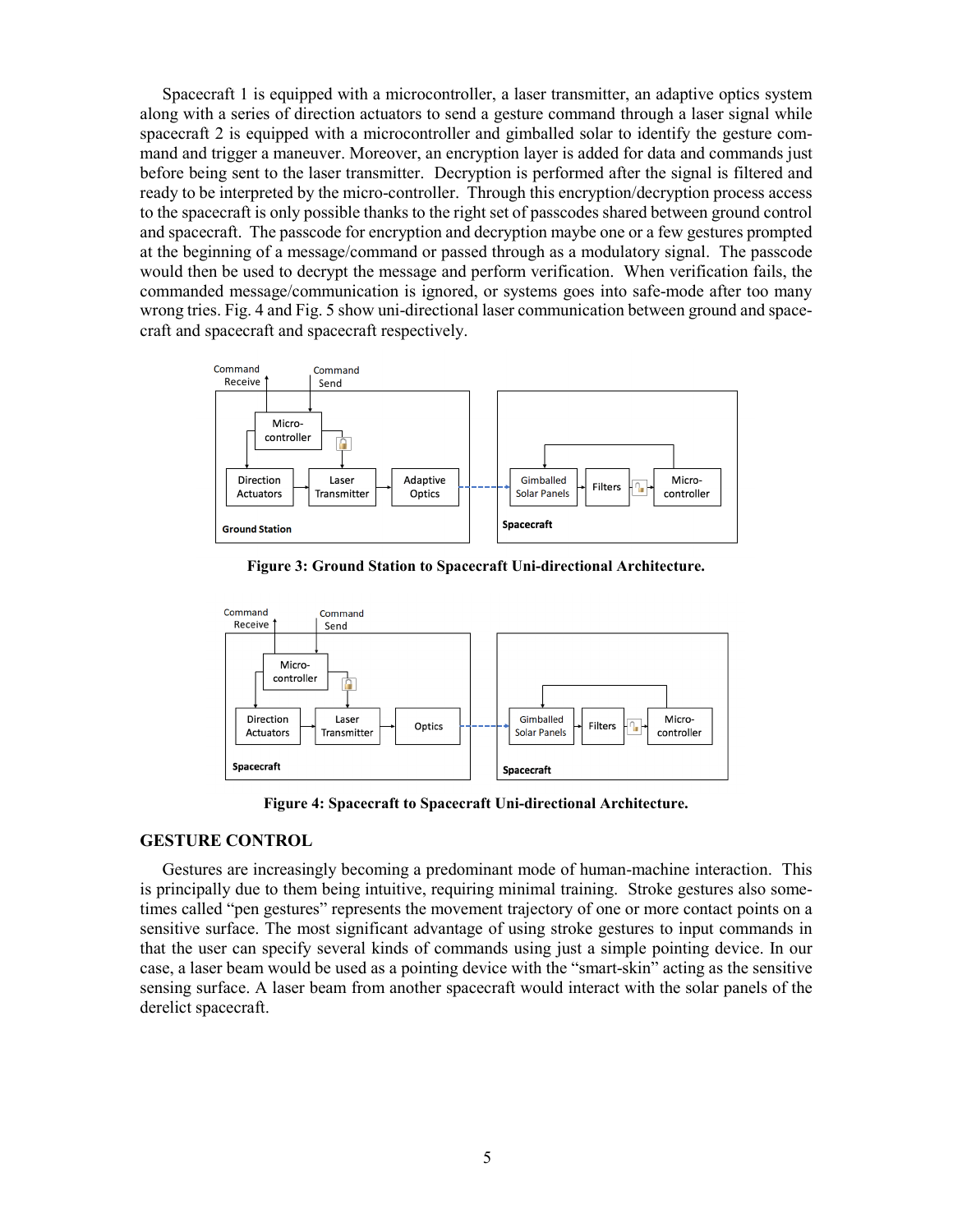Spacecraft 1 is equipped with a microcontroller, a laser transmitter, an adaptive optics system along with a series of direction actuators to send a gesture command through a laser signal while spacecraft 2 is equipped with a microcontroller and gimballed solar to identify the gesture command and trigger a maneuver. Moreover, an encryption layer is added for data and commands just before being sent to the laser transmitter. Decryption is performed after the signal is filtered and ready to be interpreted by the micro-controller. Through this encryption/decryption process access to the spacecraft is only possible thanks to the right set of passcodes shared between ground control and spacecraft. The passcode for encryption and decryption maybe one or a few gestures prompted at the beginning of a message/command or passed through as a modulatory signal. The passcode would then be used to decrypt the message and perform verification. When verification fails, the commanded message/communication is ignored, or systems goes into safe-mode after too many wrong tries. Fig. 4 and Fig. 5 show uni-directional laser communication between ground and spacecraft and spacecraft and spacecraft respectively.

**Figure 3: Ground Station to Spacecraft Uni-directional Architecture.**

**Figure 4: Spacecraft to Spacecraft Uni-directional Architecture.**

## GESTURE CONTROL

Gestures are increasingly becoming a predominant mode of human-machine interaction. This is principally due to them being intuitive, requiring minimal training. Stroke gestures also sometimes called "pen gestures" represents the movement trajectory of one or more contact points on a sensitive surface. The most significant advantage of using stroke gestures to input commands in that the user can specify several kinds of commands using just a simple pointing device. In our case, a laser beam would be used as a pointing device with the "smart-skin" acting as the sensitive sensing surface. A laser beam from another spacecraft would interact with the solar panels of the derelict spacecraft.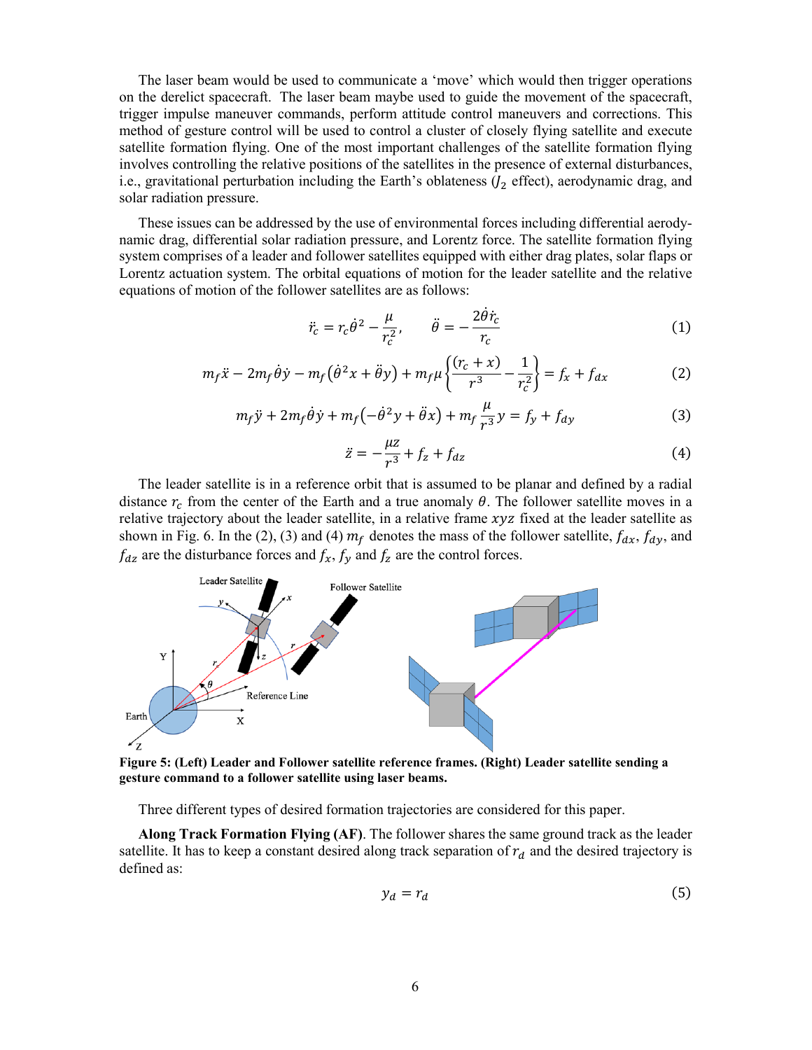The laser beam would be used to communicate a 'move' which would then trigger operations on the derelict spacecraft. The laser beam maybe used to guide the movement of the spacecraft, trigger impulse maneuver commands, perform attitude control maneuvers and corrections. This method of gesture control will be used to control a cluster of closely flying satellite and execute satellite formation flying. One of the most important challenges of the satellite formation flying involves controlling the relative positions of the satellites in the presence of external disturbances, i.e., gravitational perturbation including the Earth's oblateness ($J_2$ effect), aerodynamic drag, and solar radiation pressure.

These issues can be addressed by the use of environmental forces including differential aerodynamic drag, differential solar radiation pressure, and Lorentz force. The satellite formation flying system comprises of a leader and follower satellites equipped with either drag plates, solar flaps or Lorentz actuation system. The orbital equations of motion for the leader satellite and the relative equations of motion of the follower satellites are as follows:

$$\ddot{r}_c = r_c\dot{\theta}^2 - \frac{\mu}{r_c^2}, \qquad \ddot{\theta} = -\frac{2\dot{\theta}\dot{r}_c}{r_c} \tag{1}$$

$$m_f\ddot{x} - 2m_f\dot{\theta}\dot{y} - m_f\left(\dot{\theta}^2 x + \ddot{\theta}y\right) + m_f\mu\left\{\frac{(r_c + x)}{r^3} - \frac{1}{r_c^2}\right\} = f_x + f_{dx} \tag{2}$$

$$m_f\ddot{y} + 2m_f\dot{\theta}\dot{y} + m_f\left(-\dot{\theta}^2 y + \ddot{\theta}x\right) + m_f\frac{\mu}{r^3}y = f_y + f_{dy} \tag{3}$$

$$\ddot{z} = -\frac{\mu z}{r^3} + f_z + f_{dz} \tag{4}$$

The leader satellite is in a reference orbit that is assumed to be planar and defined by a radial distance $r_c$ from the center of the Earth and a true anomaly $\theta$. The follower satellite moves in a relative trajectory about the leader satellite, in a relative frame $xyz$ fixed at the leader satellite as shown in Fig. 6. In the (2), (3) and (4) $m_f$ denotes the mass of the follower satellite, $f_{dx}$, $f_{dy}$, and $f_{dz}$ are the disturbance forces and $f_x$, $f_y$ and $f_z$ are the control forces.

**Figure 5: (Left) Leader and Follower satellite reference frames. (Right) Leader satellite sending a gesture command to a follower satellite using laser beams.**

Three different types of desired formation trajectories are considered for this paper.

**Along Track Formation Flying (AF)**. The follower shares the same ground track as the leader satellite. It has to keep a constant desired along track separation of $r_d$ and the desired trajectory is defined as:

$$y_d = r_d \tag{5}$$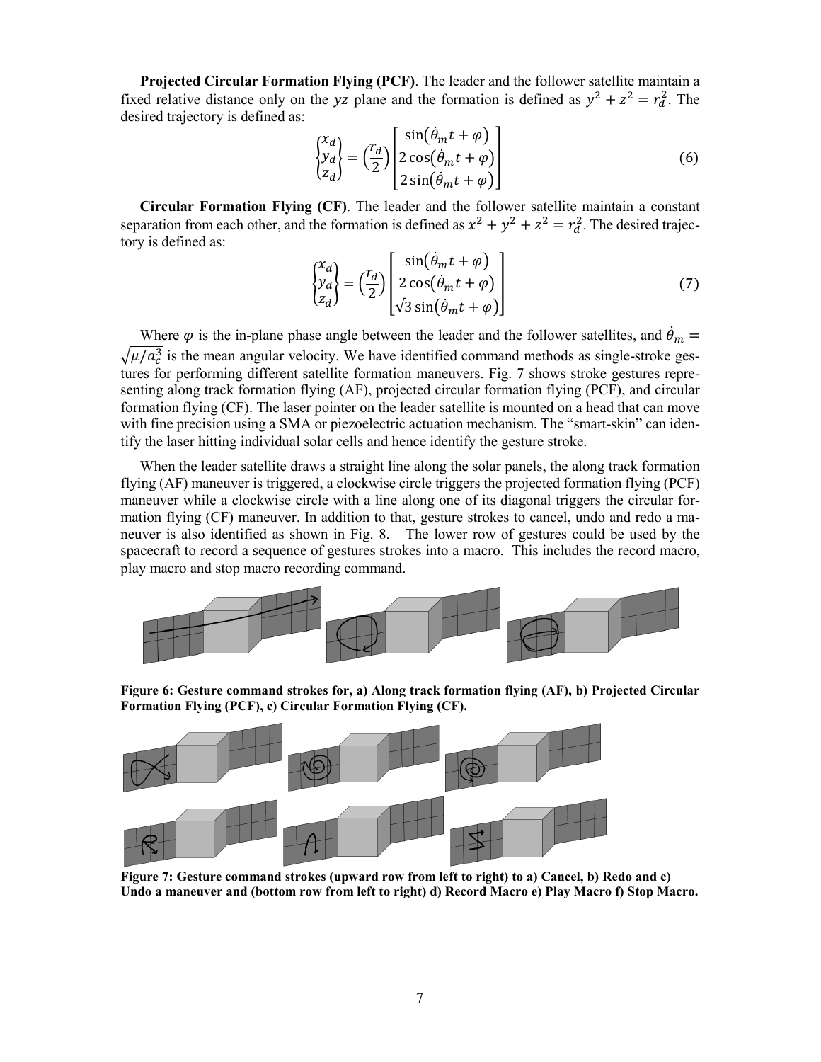**Projected Circular Formation Flying (PCF)**. The leader and the follower satellite maintain a fixed relative distance only on the $yz$ plane and the formation is defined as $y^2 + z^2 = r_d^2$. The desired trajectory is defined as:

$$\begin{Bmatrix} x_d \\ y_d \\ z_d \end{Bmatrix} = \left(\frac{r_d}{2}\right) \begin{bmatrix} \sin(\dot{\theta}_m t + \varphi) \\ 2\cos(\dot{\theta}_m t + \varphi) \\ 2\sin(\dot{\theta}_m t + \varphi) \end{bmatrix} \tag{6}$$

**Circular Formation Flying (CF)**. The leader and the follower satellite maintain a constant separation from each other, and the formation is defined as $x^2 + y^2 + z^2 = r_d^2$. The desired trajectory is defined as:

$$\begin{Bmatrix} x_d \\ y_d \\ z_d \end{Bmatrix} = \left(\frac{r_d}{2}\right) \begin{bmatrix} \sin(\dot{\theta}_m t + \varphi) \\ 2\cos(\dot{\theta}_m t + \varphi) \\ \sqrt{3}\sin(\dot{\theta}_m t + \varphi) \end{bmatrix} \tag{7}$$

Where $\varphi$ is the in-plane phase angle between the leader and the follower satellites, and $\dot{\theta}_m = \sqrt{\mu / a_c^3}$ is the mean angular velocity. We have identified command methods as single-stroke gestures for performing different satellite formation maneuvers. Fig. 7 shows stroke gestures representing along track formation flying (AF), projected circular formation flying (PCF), and circular formation flying (CF). The laser pointer on the leader satellite is mounted on a head that can move with fine precision using a SMA or piezoelectric actuation mechanism. The "smart-skin" can identify the laser hitting individual solar cells and hence identify the gesture stroke.

When the leader satellite draws a straight line along the solar panels, the along track formation flying (AF) maneuver is triggered, a clockwise circle triggers the projected formation flying (PCF) maneuver while a clockwise circle with a line along one of its diagonal triggers the circular formation flying (CF) maneuver. In addition to that, gesture strokes to cancel, undo and redo a maneuver is also identified as shown in Fig. 8. The lower row of gestures could be used by the spacecraft to record a sequence of gestures strokes into a macro. This includes the record macro, play macro and stop macro recording command.

**Figure 6: Gesture command strokes for, a) Along track formation flying (AF), b) Projected Circular Formation Flying (PCF), c) Circular Formation Flying (CF).**

**Figure 7: Gesture command strokes (upward row from left to right) to a) Cancel, b) Redo and c) Undo a maneuver and (bottom row from left to right) d) Record Macro e) Play Macro f) Stop Macro.**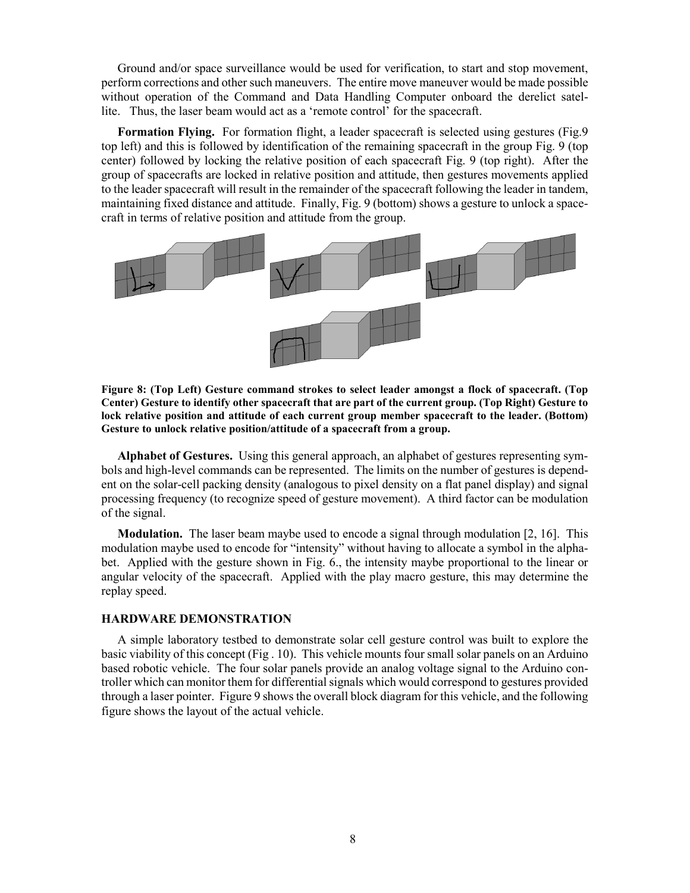Ground and/or space surveillance would be used for verification, to start and stop movement, perform corrections and other such maneuvers. The entire move maneuver would be made possible without operation of the Command and Data Handling Computer onboard the derelict satellite. Thus, the laser beam would act as a 'remote control' for the spacecraft.

**Formation Flying.** For formation flight, a leader spacecraft is selected using gestures (Fig.9 top left) and this is followed by identification of the remaining spacecraft in the group Fig. 9 (top center) followed by locking the relative position of each spacecraft Fig. 9 (top right). After the group of spacecrafts are locked in relative position and attitude, then gestures movements applied to the leader spacecraft will result in the remainder of the spacecraft following the leader in tandem, maintaining fixed distance and attitude. Finally, Fig. 9 (bottom) shows a gesture to unlock a spacecraft in terms of relative position and attitude from the group.

**Figure 8: (Top Left) Gesture command strokes to select leader amongst a flock of spacecraft. (Top Center) Gesture to identify other spacecraft that are part of the current group. (Top Right) Gesture to lock relative position and attitude of each current group member spacecraft to the leader. (Bottom) Gesture to unlock relative position/attitude of a spacecraft from a group.**

**Alphabet of Gestures.** Using this general approach, an alphabet of gestures representing symbols and high-level commands can be represented. The limits on the number of gestures is dependent on the solar-cell packing density (analogous to pixel density on a flat panel display) and signal processing frequency (to recognize speed of gesture movement). A third factor can be modulation of the signal.

**Modulation.** The laser beam maybe used to encode a signal through modulation [2, 16]. This modulation maybe used to encode for "intensity" without having to allocate a symbol in the alphabet. Applied with the gesture shown in Fig. 6., the intensity maybe proportional to the linear or angular velocity of the spacecraft. Applied with the play macro gesture, this may determine the replay speed.

## HARDWARE DEMONSTRATION

A simple laboratory testbed to demonstrate solar cell gesture control was built to explore the basic viability of this concept (Fig . 10). This vehicle mounts four small solar panels on an Arduino based robotic vehicle. The four solar panels provide an analog voltage signal to the Arduino controller which can monitor them for differential signals which would correspond to gestures provided through a laser pointer. Figure 9 shows the overall block diagram for this vehicle, and the following figure shows the layout of the actual vehicle.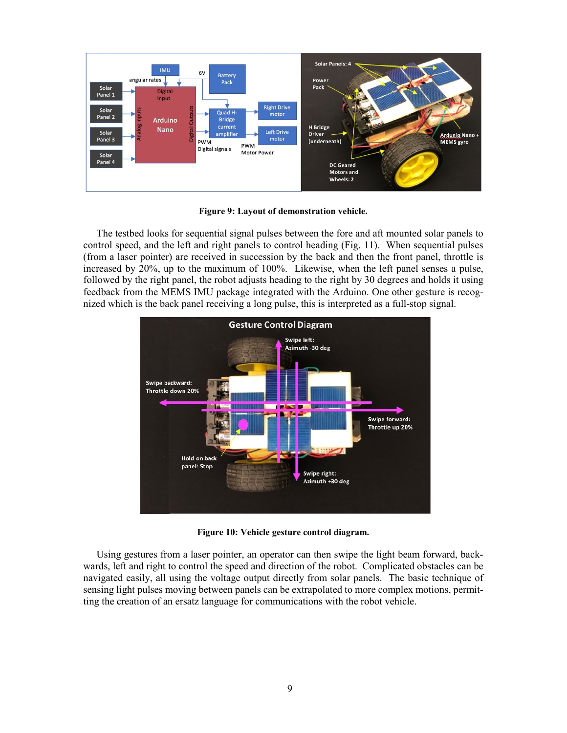**Figure 9: Layout of demonstration vehicle.**

The testbed looks for sequential signal pulses between the fore and aft mounted solar panels to control speed, and the left and right panels to control heading (Fig. 11). When sequential pulses (from a laser pointer) are received in succession by the back and then the front panel, throttle is increased by 20%, up to the maximum of 100%. Likewise, when the left panel senses a pulse, followed by the right panel, the robot adjusts heading to the right by 30 degrees and holds it using feedback from the MEMS IMU package integrated with the Arduino. One other gesture is recognized which is the back panel receiving a long pulse, this is interpreted as a full-stop signal.

**Figure 10: Vehicle gesture control diagram.**

Using gestures from a laser pointer, an operator can then swipe the light beam forward, backwards, left and right to control the speed and direction of the robot. Complicated obstacles can be navigated easily, all using the voltage output directly from solar panels. The basic technique of sensing light pulses moving between panels can be extrapolated to more complex motions, permitting the creation of an ersatz language for communications with the robot vehicle.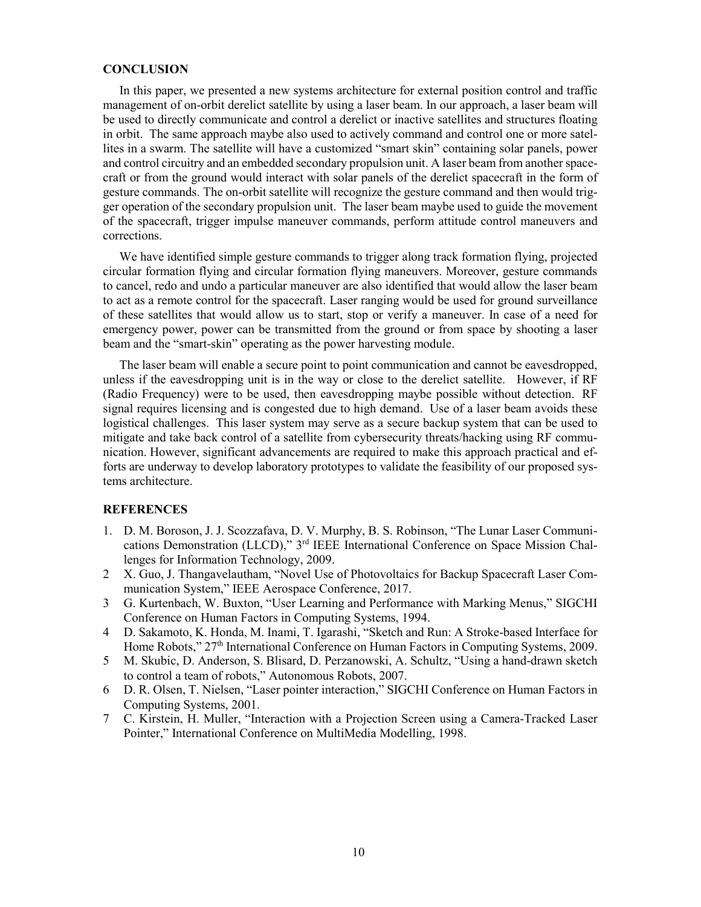## CONCLUSION

In this paper, we presented a new systems architecture for external position control and traffic management of on-orbit derelict satellite by using a laser beam. In our approach, a laser beam will be used to directly communicate and control a derelict or inactive satellites and structures floating in orbit. The same approach maybe also used to actively command and control one or more satellites in a swarm. The satellite will have a customized "smart skin" containing solar panels, power and control circuitry and an embedded secondary propulsion unit. A laser beam from another spacecraft or from the ground would interact with solar panels of the derelict spacecraft in the form of gesture commands. The on-orbit satellite will recognize the gesture command and then would trigger operation of the secondary propulsion unit. The laser beam maybe used to guide the movement of the spacecraft, trigger impulse maneuver commands, perform attitude control maneuvers and corrections.

We have identified simple gesture commands to trigger along track formation flying, projected circular formation flying and circular formation flying maneuvers. Moreover, gesture commands to cancel, redo and undo a particular maneuver are also identified that would allow the laser beam to act as a remote control for the spacecraft. Laser ranging would be used for ground surveillance of these satellites that would allow us to start, stop or verify a maneuver. In case of a need for emergency power, power can be transmitted from the ground or from space by shooting a laser beam and the "smart-skin" operating as the power harvesting module.

The laser beam will enable a secure point to point communication and cannot be eavesdropped, unless if the eavesdropping unit is in the way or close to the derelict satellite. However, if RF (Radio Frequency) were to be used, then eavesdropping maybe possible without detection. RF signal requires licensing and is congested due to high demand. Use of a laser beam avoids these logistical challenges. This laser system may serve as a secure backup system that can be used to mitigate and take back control of a satellite from cybersecurity threats/hacking using RF communication. However, significant advancements are required to make this approach practical and efforts are underway to develop laboratory prototypes to validate the feasibility of our proposed systems architecture.

## REFERENCES

1. D. M. Boroson, J. J. Scozzafava, D. V. Murphy, B. S. Robinson, "The Lunar Laser Communications Demonstration (LLCD)," 3rd IEEE International Conference on Space Mission Challenges for Information Technology, 2009.
2. X. Guo, J. Thangavelautham, "Novel Use of Photovoltaics for Backup Spacecraft Laser Communication System," IEEE Aerospace Conference, 2017.
3. G. Kurtenbach, W. Buxton, "User Learning and Performance with Marking Menus," SIGCHI Conference on Human Factors in Computing Systems, 1994.
4. D. Sakamoto, K. Honda, M. Inami, T. Igarashi, "Sketch and Run: A Stroke-based Interface for Home Robots," 27th International Conference on Human Factors in Computing Systems, 2009.
5. M. Skubic, D. Anderson, S. Blisard, D. Perzanowski, A. Schultz, "Using a hand-drawn sketch to control a team of robots," Autonomous Robots, 2007.
6. D. R. Olsen, T. Nielsen, "Laser pointer interaction," SIGCHI Conference on Human Factors in Computing Systems, 2001.
7. C. Kirstein, H. Muller, "Interaction with a Projection Screen using a Camera-Tracked Laser Pointer," International Conference on MultiMedia Modelling, 1998.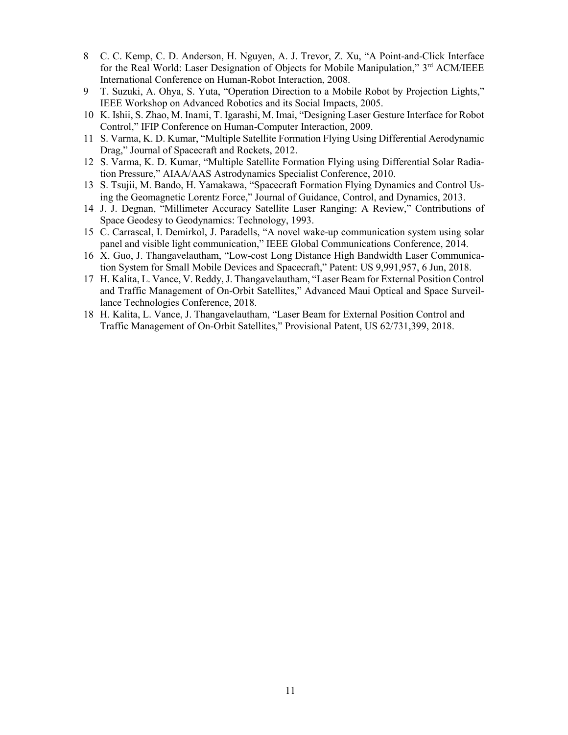8. C. C. Kemp, C. D. Anderson, H. Nguyen, A. J. Trevor, Z. Xu, "A Point-and-Click Interface for the Real World: Laser Designation of Objects for Mobile Manipulation," 3rd ACM/IEEE International Conference on Human-Robot Interaction, 2008.
9. T. Suzuki, A. Ohya, S. Yuta, "Operation Direction to a Mobile Robot by Projection Lights," IEEE Workshop on Advanced Robotics and its Social Impacts, 2005.
10. K. Ishii, S. Zhao, M. Inami, T. Igarashi, M. Imai, "Designing Laser Gesture Interface for Robot Control," IFIP Conference on Human-Computer Interaction, 2009.
11. S. Varma, K. D. Kumar, "Multiple Satellite Formation Flying Using Differential Aerodynamic Drag," Journal of Spacecraft and Rockets, 2012.
12. S. Varma, K. D. Kumar, "Multiple Satellite Formation Flying using Differential Solar Radiation Pressure," AIAA/AAS Astrodynamics Specialist Conference, 2010.
13. S. Tsujii, M. Bando, H. Yamakawa, "Spacecraft Formation Flying Dynamics and Control Using the Geomagnetic Lorentz Force," Journal of Guidance, Control, and Dynamics, 2013.
14. J. J. Degnan, "Millimeter Accuracy Satellite Laser Ranging: A Review," Contributions of Space Geodesy to Geodynamics: Technology, 1993.
15. C. Carrascal, I. Demirkol, J. Paradells, "A novel wake-up communication system using solar panel and visible light communication," IEEE Global Communications Conference, 2014.
16. X. Guo, J. Thangavelautham, "Low-cost Long Distance High Bandwidth Laser Communication System for Small Mobile Devices and Spacecraft," Patent: US 9,991,957, 6 Jun, 2018.
17. H. Kalita, L. Vance, V. Reddy, J. Thangavelautham, "Laser Beam for External Position Control and Traffic Management of On-Orbit Satellites," Advanced Maui Optical and Space Surveillance Technologies Conference, 2018.
18. H. Kalita, L. Vance, J. Thangavelautham, "Laser Beam for External Position Control and Traffic Management of On-Orbit Satellites," Provisional Patent, US 62/731,399, 2018.